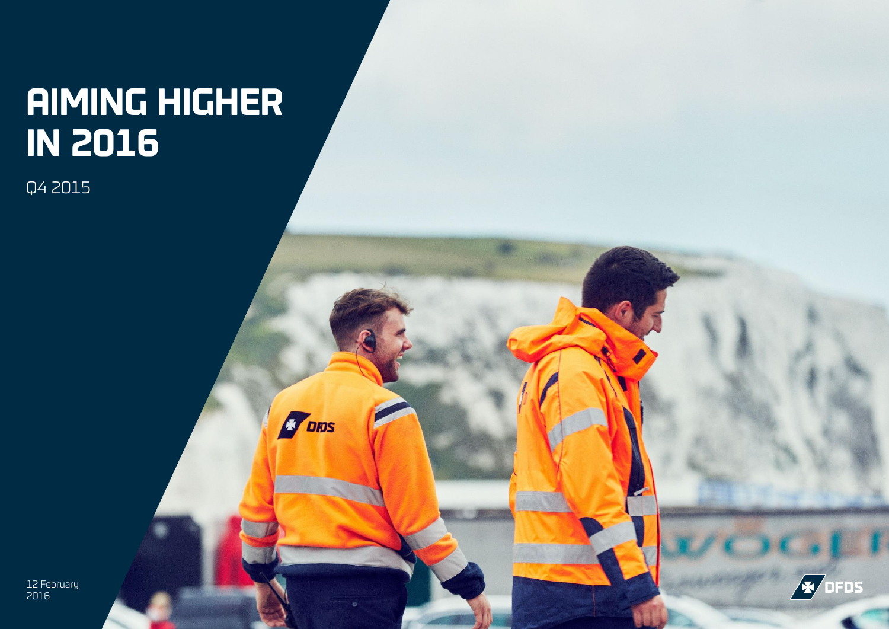# AIMING HIGHER IN 2016

Q4 2015

12 February 2016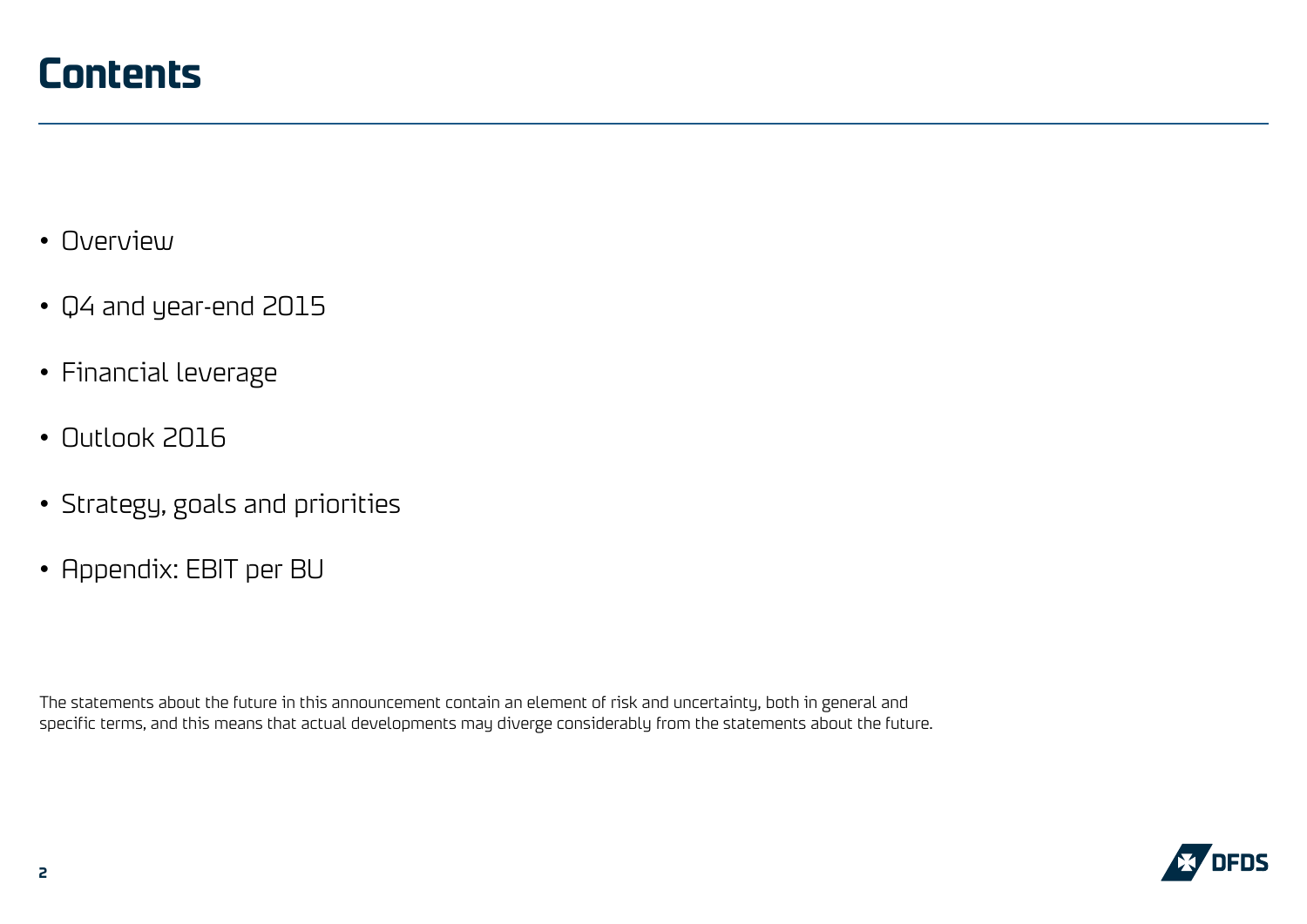# Contents

- Overview
- Q4 and year-end 2015
- Financial leverage
- Outlook 2016
- Strategy, goals and priorities
- Appendix: EBIT per BU

The statements about the future in this announcement contain an element of risk and uncertainty, both in general and specific terms, and this means that actual developments may diverge considerably from the statements about the future.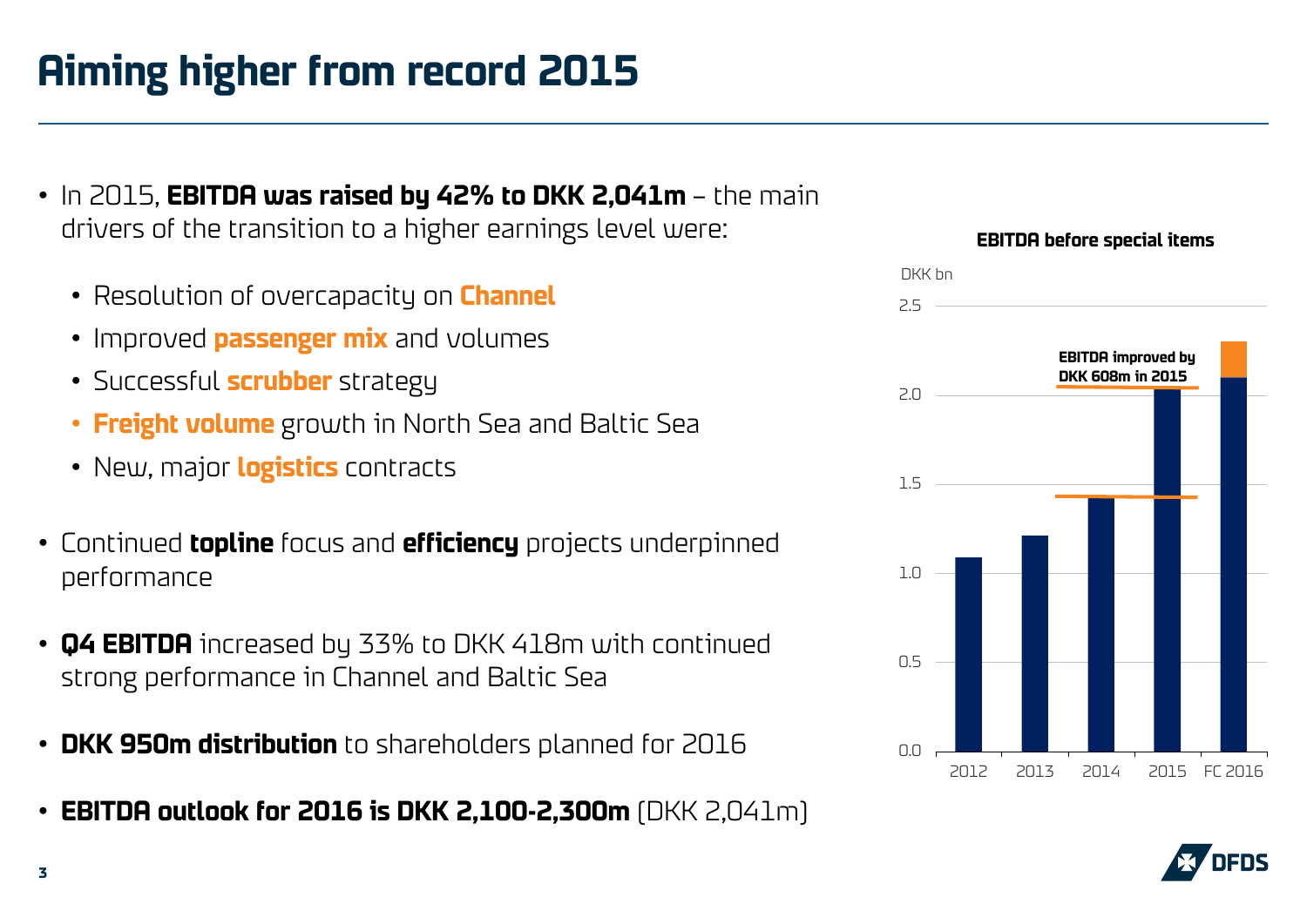# Aiming higher from record 2015

- In 2015, **EBITDA was raised by 42% to DKK 2,041m** – the main drivers of the transition to a higher earnings level were:
  - Resolution of overcapacity on **Channel**
  - Improved **passenger mix** and volumes
  - Successful **scrubber** strategy
  - **Freight volume** growth in North Sea and Baltic Sea
  - New, major **logistics** contracts
- Continued **topline** focus and **efficiency** projects underpinned performance
- **Q4 EBITDA** increased by 33% to DKK 418m with continued strong performance in Channel and Baltic Sea
- **DKK 950m distribution** to shareholders planned for 2016
- **EBITDA outlook for 2016 is DKK 2,100-2,300m** (DKK 2,041m)

**EBITDA before special items**

DKK bn

EBITDA improved by DKK 608m in 2015

2.5, 2.0, 1.5, 1.0, 0.5, 0.0

2012, 2013, 2014, 2015, FC 2016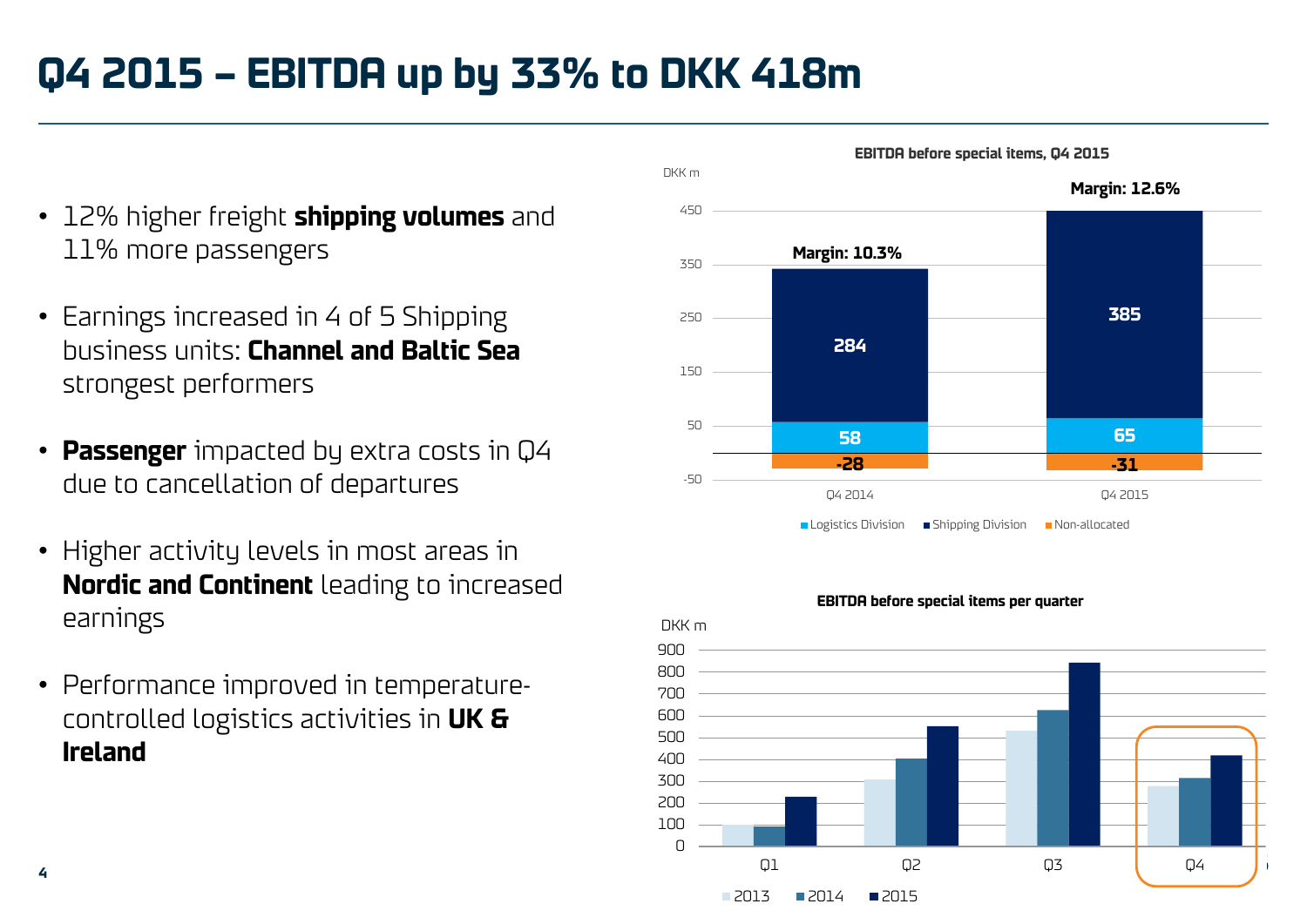# Q4 2015 – EBITDA up by 33% to DKK 418m

- 12% higher freight **shipping volumes** and 11% more passengers
- Earnings increased in 4 of 5 Shipping business units: **Channel and Baltic Sea** strongest performers
- **Passenger** impacted by extra costs in Q4 due to cancellation of departures
- Higher activity levels in most areas in **Nordic and Continent** leading to increased earnings
- Performance improved in temperature-controlled logistics activities in **UK & Ireland**

**EBITDA before special items, Q4 2015**

DKK m

| | Q4 2014 | Q4 2015 |
|---|---|---|
| Shipping Division | 284 | 385 |
| Logistics Division | 58 | 65 |
| Non-allocated | -28 | -31 |
| Margin | 10.3% | 12.6% |

**EBITDA before special items per quarter**

DKK m

Legend: 2013, 2014, 2015 (Q1, Q2, Q3, Q4)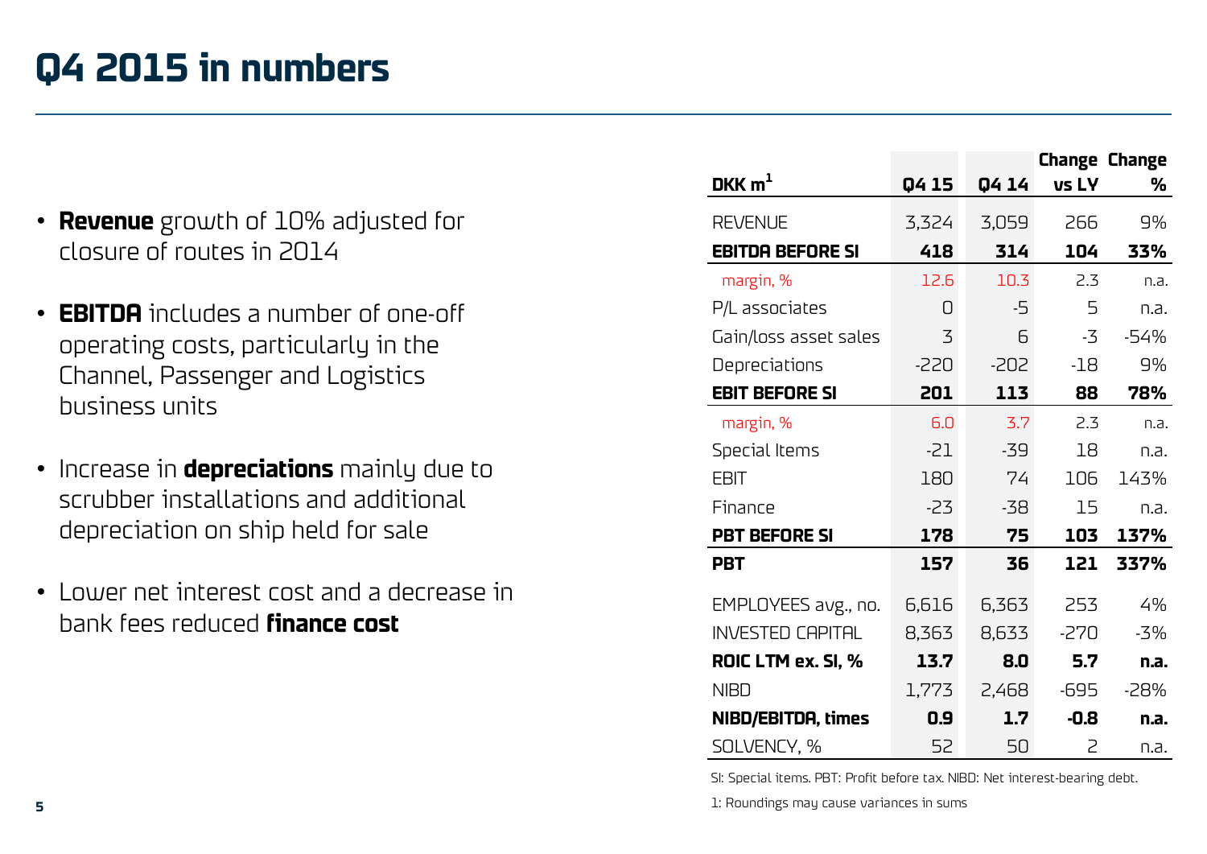# Q4 2015 in numbers

- **Revenue** growth of 10% adjusted for closure of routes in 2014
- **EBITDA** includes a number of one-off operating costs, particularly in the Channel, Passenger and Logistics business units
- Increase in **depreciations** mainly due to scrubber installations and additional depreciation on ship held for sale
- Lower net interest cost and a decrease in bank fees reduced **finance cost**

| DKK m[1] | Q4 15 | Q4 14 | Change vs LY | Change % |
|---|---|---|---|---|
| REVENUE | 3,324 | 3,059 | 266 | 9% |
| **EBITDA BEFORE SI** | **418** | **314** | **104** | **33%** |
| margin, % | 12.6 | 10.3 | 2.3 | n.a. |
| P/L associates | 0 | -5 | 5 | n.a. |
| Gain/loss asset sales | 3 | 6 | -3 | -54% |
| Depreciations | -220 | -202 | -18 | 9% |
| **EBIT BEFORE SI** | **201** | **113** | **88** | **78%** |
| margin, % | 6.0 | 3.7 | 2.3 | n.a. |
| Special Items | -21 | -39 | 18 | n.a. |
| EBIT | 180 | 74 | 106 | 143% |
| Finance | -23 | -38 | 15 | n.a. |
| **PBT BEFORE SI** | **178** | **75** | **103** | **137%** |
| **PBT** | **157** | **36** | **121** | **337%** |
| EMPLOYEES avg., no. | 6,616 | 6,363 | 253 | 4% |
| INVESTED CAPITAL | 8,363 | 8,633 | -270 | -3% |
| **ROIC LTM ex. SI, %** | **13.7** | **8.0** | **5.7** | **n.a.** |
| NIBD | 1,773 | 2,468 | -695 | -28% |
| **NIBD/EBITDA, times** | **0.9** | **1.7** | **-0.8** | **n.a.** |
| SOLVENCY, % | 52 | 50 | 2 | n.a. |

SI: Special items. PBT: Profit before tax. NIBD: Net interest-bearing debt.

1: Roundings may cause variances in sums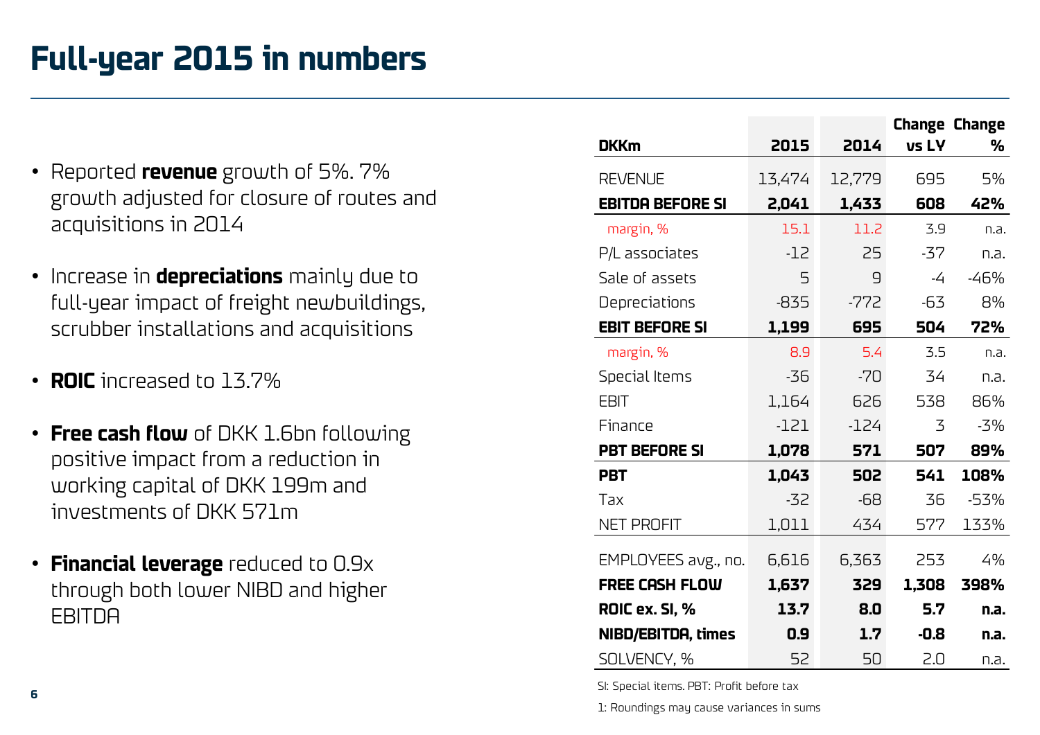# Full-year 2015 in numbers

- Reported **revenue** growth of 5%. 7% growth adjusted for closure of routes and acquisitions in 2014
- Increase in **depreciations** mainly due to full-year impact of freight newbuildings, scrubber installations and acquisitions
- **ROIC** increased to 13.7%
- **Free cash flow** of DKK 1.6bn following positive impact from a reduction in working capital of DKK 199m and investments of DKK 571m
- **Financial leverage** reduced to 0.9x through both lower NIBD and higher EBITDA

| DKKm | 2015 | 2014 | Change vs LY | Change % |
|---|---|---|---|---|
| REVENUE | 13,474 | 12,779 | 695 | 5% |
| **EBITDA BEFORE SI** | **2,041** | **1,433** | **608** | **42%** |
| margin, % | 15.1 | 11.2 | 3.9 | n.a. |
| P/L associates | -12 | 25 | -37 | n.a. |
| Sale of assets | 5 | 9 | -4 | -46% |
| Depreciations | -835 | -772 | -63 | 8% |
| **EBIT BEFORE SI** | **1,199** | **695** | **504** | **72%** |
| margin, % | 8.9 | 5.4 | 3.5 | n.a. |
| Special Items | -36 | -70 | 34 | n.a. |
| EBIT | 1,164 | 626 | 538 | 86% |
| Finance | -121 | -124 | 3 | -3% |
| **PBT BEFORE SI** | **1,078** | **571** | **507** | **89%** |
| **PBT** | **1,043** | **502** | **541** | **108%** |
| Tax | -32 | -68 | 36 | -53% |
| NET PROFIT | 1,011 | 434 | 577 | 133% |
| EMPLOYEES avg., no. | 6,616 | 6,363 | 253 | 4% |
| **FREE CASH FLOW** | **1,637** | **329** | **1,308** | **398%** |
| **ROIC ex. SI, %** | **13.7** | **8.0** | **5.7** | **n.a.** |
| **NIBD/EBITDA, times** | **0.9** | **1.7** | **-0.8** | **n.a.** |
| SOLVENCY, % | 52 | 50 | 2.0 | n.a. |

SI: Special items. PBT: Profit before tax

1: Roundings may cause variances in sums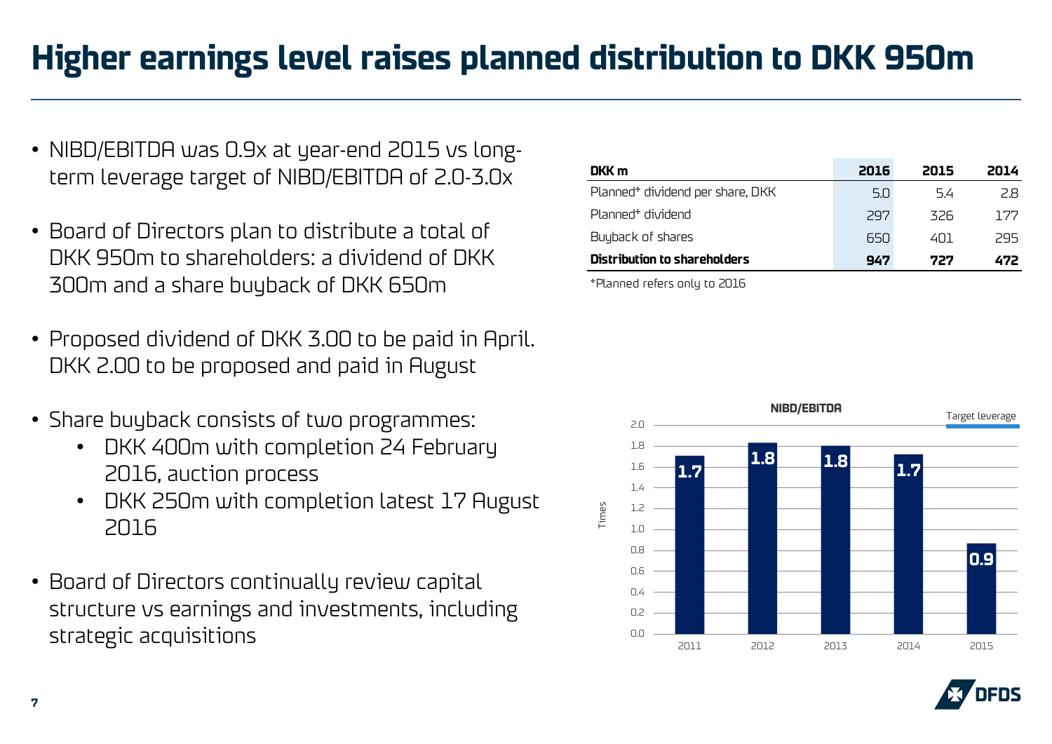# Higher earnings level raises planned distribution to DKK 950m

- NIBD/EBITDA was 0.9x at year-end 2015 vs long-term leverage target of NIBD/EBITDA of 2.0-3.0x
- Board of Directors plan to distribute a total of DKK 950m to shareholders: a dividend of DKK 300m and a share buyback of DKK 650m
- Proposed dividend of DKK 3.00 to be paid in April. DKK 2.00 to be proposed and paid in August
- Share buyback consists of two programmes:
  - DKK 400m with completion 24 February 2016, auction process
  - DKK 250m with completion latest 17 August 2016
- Board of Directors continually review capital structure vs earnings and investments, including strategic acquisitions

| DKK m | 2016 | 2015 | 2014 |
|---|---|---|---|
| Planned* dividend per share, DKK | 5.0 | 5.4 | 2.8 |
| Planned* dividend | 297 | 326 | 177 |
| Buyback of shares | 650 | 401 | 295 |
| **Distribution to shareholders** | **947** | **727** | **472** |

*Planned refers only to 2016

**NIBD/EBITDA**

| Year | NIBD/EBITDA (Times) |
|---|---|
| 2011 | 1.7 |
| 2012 | 1.8 |
| 2013 | 1.8 |
| 2014 | 1.7 |
| 2015 | 0.9 |

Target leverage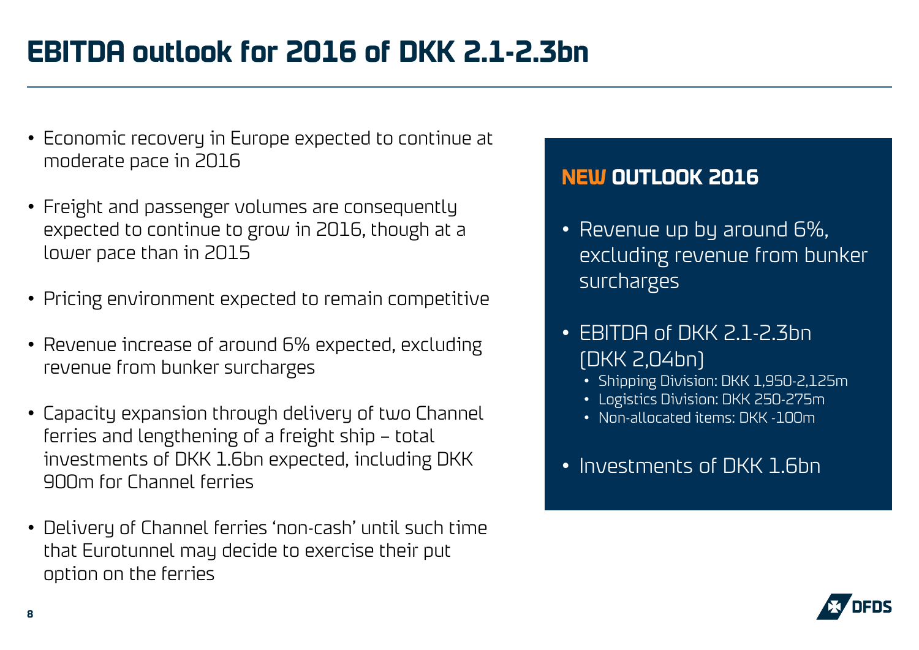# EBITDA outlook for 2016 of DKK 2.1-2.3bn

- Economic recovery in Europe expected to continue at moderate pace in 2016
- Freight and passenger volumes are consequently expected to continue to grow in 2016, though at a lower pace than in 2015
- Pricing environment expected to remain competitive
- Revenue increase of around 6% expected, excluding revenue from bunker surcharges
- Capacity expansion through delivery of two Channel ferries and lengthening of a freight ship – total investments of DKK 1.6bn expected, including DKK 900m for Channel ferries
- Delivery of Channel ferries 'non-cash' until such time that Eurotunnel may decide to exercise their put option on the ferries

## NEW OUTLOOK 2016

- Revenue up by around 6%, excluding revenue from bunker surcharges
- EBITDA of DKK 2.1-2.3bn (DKK 2,04bn)
  - Shipping Division: DKK 1,950-2,125m
  - Logistics Division: DKK 250-275m
  - Non-allocated items: DKK -100m
- Investments of DKK 1.6bn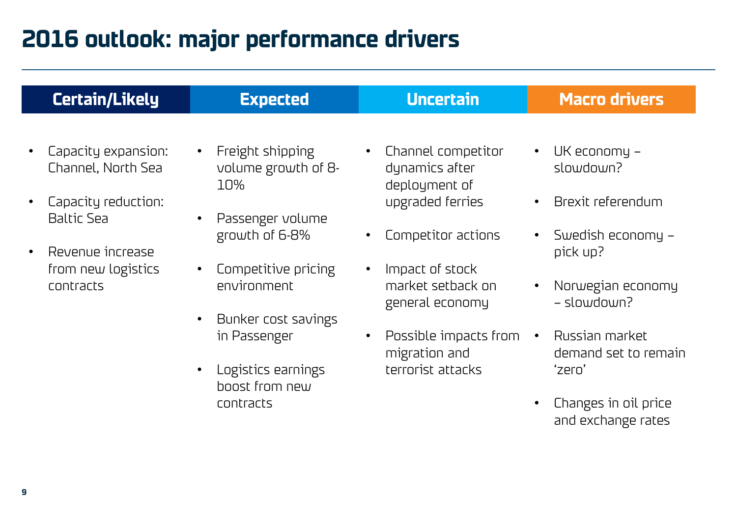# 2016 outlook: major performance drivers

| Certain/Likely | Expected | Uncertain | Macro drivers |
|---|---|---|---|
| • Capacity expansion: Channel, North Sea<br>• Capacity reduction: Baltic Sea<br>• Revenue increase from new logistics contracts | • Freight shipping volume growth of 8-10%<br>• Passenger volume growth of 6-8%<br>• Competitive pricing environment<br>• Bunker cost savings in Passenger<br>• Logistics earnings boost from new contracts | • Channel competitor dynamics after deployment of upgraded ferries<br>• Competitor actions<br>• Impact of stock market setback on general economy<br>• Possible impacts from migration and terrorist attacks | • UK economy – slowdown?<br>• Brexit referendum<br>• Swedish economy – pick up?<br>• Norwegian economy – slowdown?<br>• Russian market demand set to remain 'zero'<br>• Changes in oil price and exchange rates |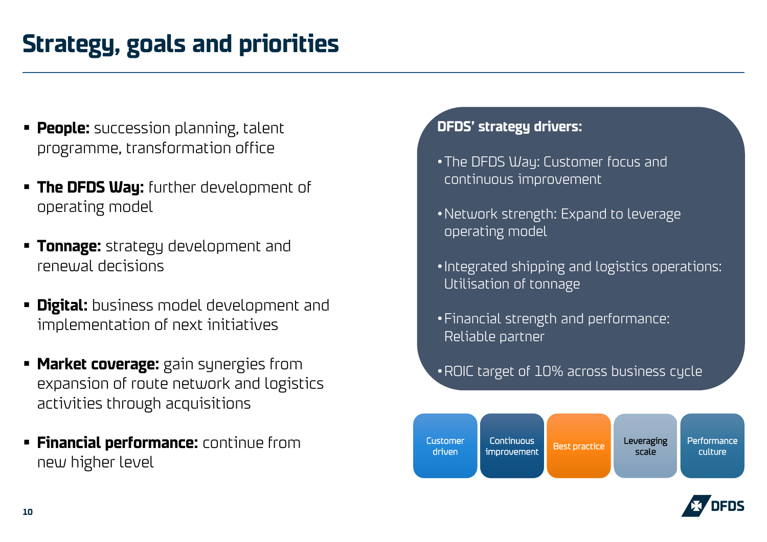# Strategy, goals and priorities

- **People:** succession planning, talent programme, transformation office
- **The DFDS Way:** further development of operating model
- **Tonnage:** strategy development and renewal decisions
- **Digital:** business model development and implementation of next initiatives
- **Market coverage:** gain synergies from expansion of route network and logistics activities through acquisitions
- **Financial performance:** continue from new higher level

**DFDS' strategy drivers:**

- The DFDS Way: Customer focus and continuous improvement
- Network strength: Expand to leverage operating model
- Integrated shipping and logistics operations: Utilisation of tonnage
- Financial strength and performance: Reliable partner
- ROIC target of 10% across business cycle

| Customer driven | Continuous improvement | Best practice | Leveraging scale | Performance culture |
|---|---|---|---|---|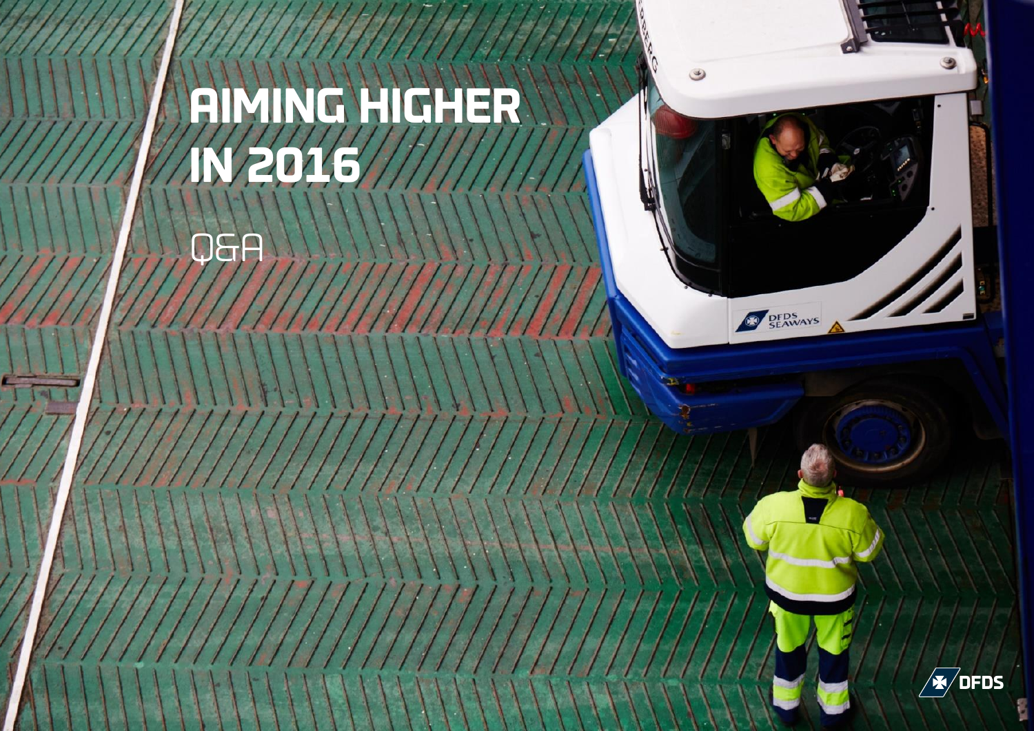# AIMING HIGHER IN 2016

Q&A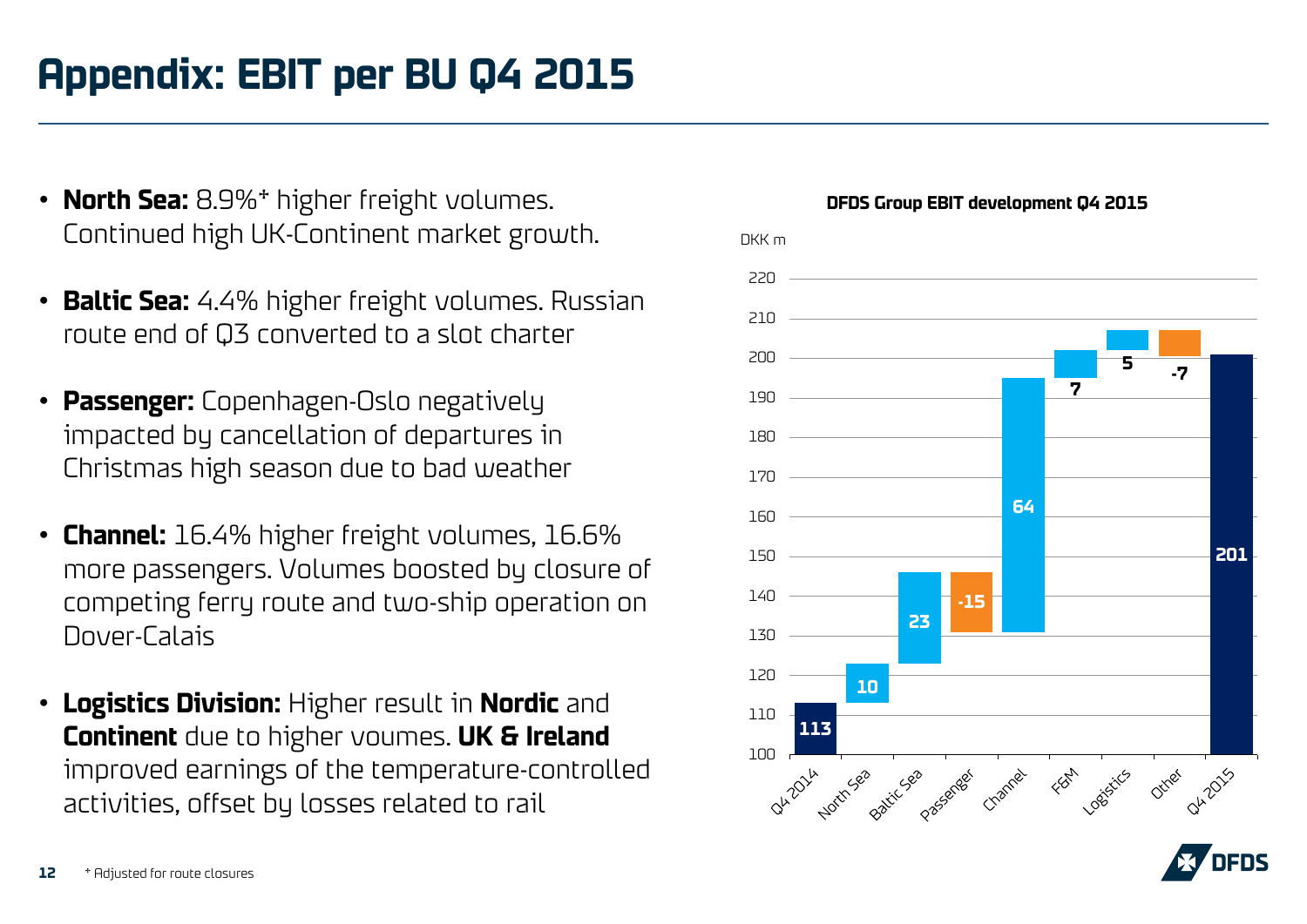# Appendix: EBIT per BU Q4 2015

- **North Sea:** 8.9%* higher freight volumes. Continued high UK-Continent market growth.
- **Baltic Sea:** 4.4% higher freight volumes. Russian route end of Q3 converted to a slot charter
- **Passenger:** Copenhagen-Oslo negatively impacted by cancellation of departures in Christmas high season due to bad weather
- **Channel:** 16.4% higher freight volumes, 16.6% more passengers. Volumes boosted by closure of competing ferry route and two-ship operation on Dover-Calais
- **Logistics Division:** Higher result in **Nordic** and **Continent** due to higher voumes. **UK & Ireland** improved earnings of the temperature-controlled activities, offset by losses related to rail

**DFDS Group EBIT development Q4 2015**

DKK m

| | DKK m |
|---|---|
| Q4 2014 | 113 |
| North Sea | 10 |
| Baltic Sea | 23 |
| Passenger | -15 |
| Channel | 64 |
| F&M | 7 |
| Logistics | 5 |
| Other | -7 |
| Q4 2015 | 201 |

\* Adjusted for route closures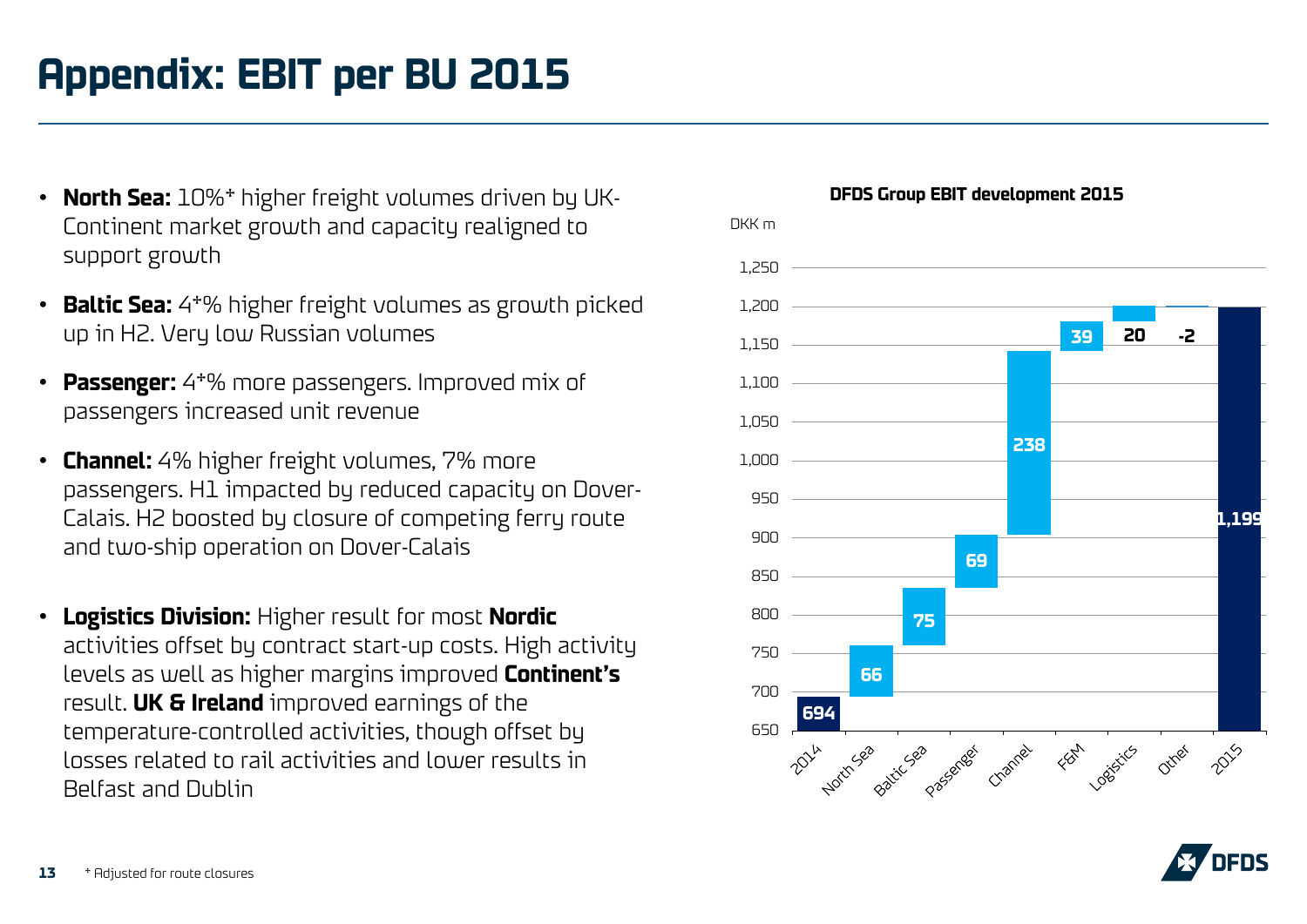# Appendix: EBIT per BU 2015

- **North Sea:** 10%* higher freight volumes driven by UK-Continent market growth and capacity realigned to support growth
- **Baltic Sea:** 4*% higher freight volumes as growth picked up in H2. Very low Russian volumes
- **Passenger:** 4*% more passengers. Improved mix of passengers increased unit revenue
- **Channel:** 4% higher freight volumes, 7% more passengers. H1 impacted by reduced capacity on Dover-Calais. H2 boosted by closure of competing ferry route and two-ship operation on Dover-Calais
- **Logistics Division:** Higher result for most **Nordic** activities offset by contract start-up costs. High activity levels as well as higher margins improved **Continent's** result. **UK & Ireland** improved earnings of the temperature-controlled activities, though offset by losses related to rail activities and lower results in Belfast and Dublin

**DFDS Group EBIT development 2015**

DKK m

1,250
1,200
1,150
1,100
1,050
1,000
950
900
850
800
750
700
650

694
66
75
69
238
39
20
-2
1,199

2014
North Sea
Baltic Sea
Passenger
Channel
F&M
Logistics
Other
2015

* Adjusted for route closures